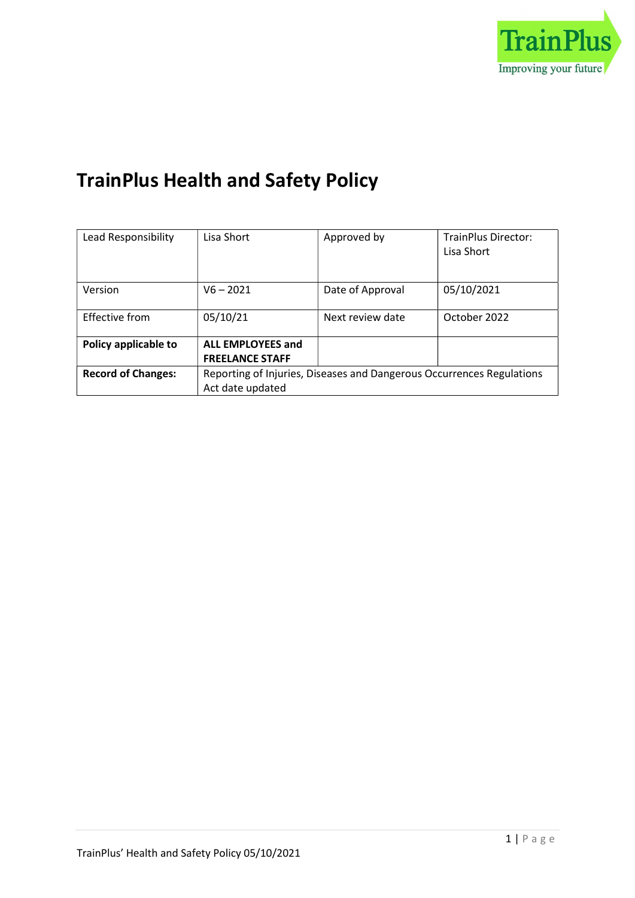# TrainPlus Health and Safety Policy

| Lead Responsibility | Lisa Short | Approved by | TrainPlus Director: Lisa Short |
|---|---|---|---|
| Version | V6 – 2021 | Date of Approval | 05/10/2021 |
| Effective from | 05/10/21 | Next review date | October 2022 |
| **Policy applicable to** | **ALL EMPLOYEES and FREELANCE STAFF** | | |
| **Record of Changes:** | Reporting of Injuries, Diseases and Dangerous Occurrences Regulations Act date updated | | |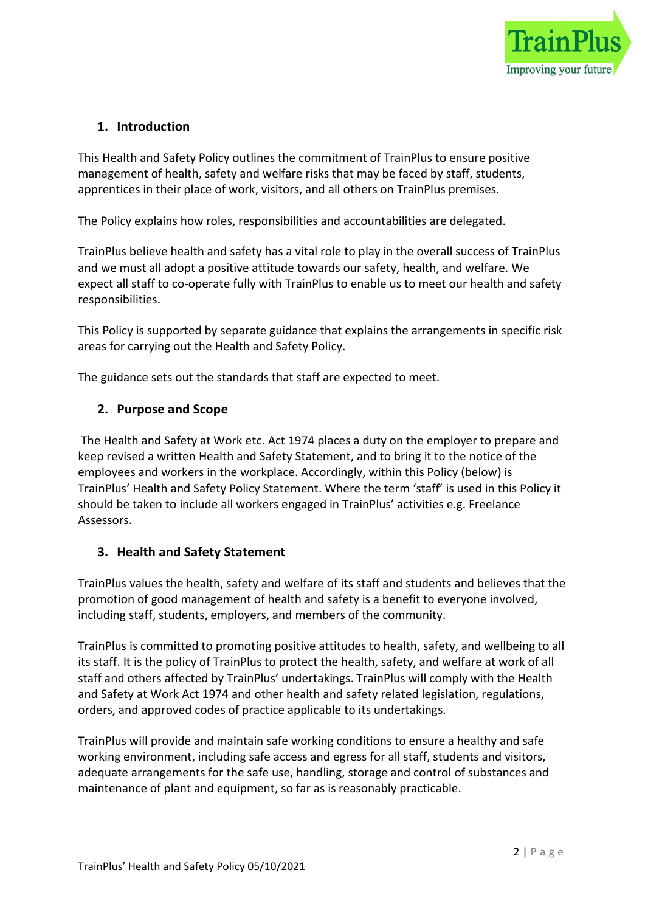## 1. Introduction

This Health and Safety Policy outlines the commitment of TrainPlus to ensure positive management of health, safety and welfare risks that may be faced by staff, students, apprentices in their place of work, visitors, and all others on TrainPlus premises.

The Policy explains how roles, responsibilities and accountabilities are delegated.

TrainPlus believe health and safety has a vital role to play in the overall success of TrainPlus and we must all adopt a positive attitude towards our safety, health, and welfare. We expect all staff to co-operate fully with TrainPlus to enable us to meet our health and safety responsibilities.

This Policy is supported by separate guidance that explains the arrangements in specific risk areas for carrying out the Health and Safety Policy.

The guidance sets out the standards that staff are expected to meet.

## 2. Purpose and Scope

The Health and Safety at Work etc. Act 1974 places a duty on the employer to prepare and keep revised a written Health and Safety Statement, and to bring it to the notice of the employees and workers in the workplace. Accordingly, within this Policy (below) is TrainPlus' Health and Safety Policy Statement. Where the term 'staff' is used in this Policy it should be taken to include all workers engaged in TrainPlus' activities e.g. Freelance Assessors.

## 3. Health and Safety Statement

TrainPlus values the health, safety and welfare of its staff and students and believes that the promotion of good management of health and safety is a benefit to everyone involved, including staff, students, employers, and members of the community.

TrainPlus is committed to promoting positive attitudes to health, safety, and wellbeing to all its staff. It is the policy of TrainPlus to protect the health, safety, and welfare at work of all staff and others affected by TrainPlus' undertakings. TrainPlus will comply with the Health and Safety at Work Act 1974 and other health and safety related legislation, regulations, orders, and approved codes of practice applicable to its undertakings.

TrainPlus will provide and maintain safe working conditions to ensure a healthy and safe working environment, including safe access and egress for all staff, students and visitors, adequate arrangements for the safe use, handling, storage and control of substances and maintenance of plant and equipment, so far as is reasonably practicable.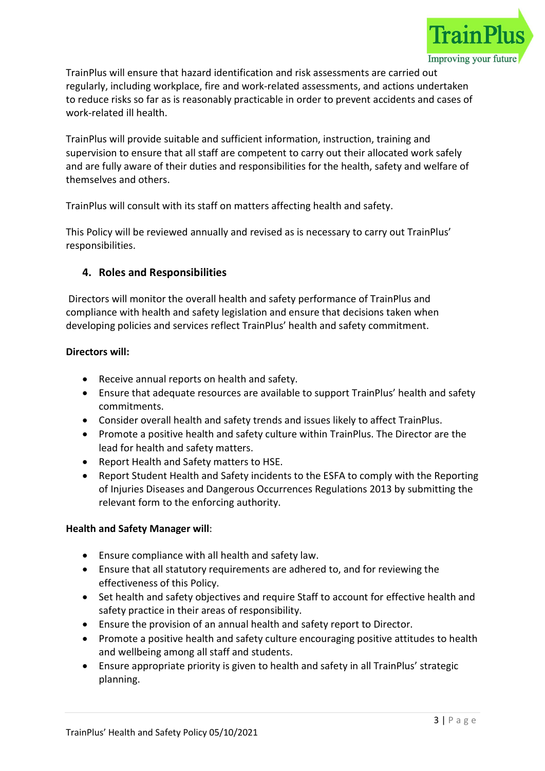TrainPlus will ensure that hazard identification and risk assessments are carried out regularly, including workplace, fire and work-related assessments, and actions undertaken to reduce risks so far as is reasonably practicable in order to prevent accidents and cases of work-related ill health.

TrainPlus will provide suitable and sufficient information, instruction, training and supervision to ensure that all staff are competent to carry out their allocated work safely and are fully aware of their duties and responsibilities for the health, safety and welfare of themselves and others.

TrainPlus will consult with its staff on matters affecting health and safety.

This Policy will be reviewed annually and revised as is necessary to carry out TrainPlus' responsibilities.

## 4. Roles and Responsibilities

Directors will monitor the overall health and safety performance of TrainPlus and compliance with health and safety legislation and ensure that decisions taken when developing policies and services reflect TrainPlus' health and safety commitment.

**Directors will:**

- Receive annual reports on health and safety.
- Ensure that adequate resources are available to support TrainPlus' health and safety commitments.
- Consider overall health and safety trends and issues likely to affect TrainPlus.
- Promote a positive health and safety culture within TrainPlus. The Director are the lead for health and safety matters.
- Report Health and Safety matters to HSE.
- Report Student Health and Safety incidents to the ESFA to comply with the Reporting of Injuries Diseases and Dangerous Occurrences Regulations 2013 by submitting the relevant form to the enforcing authority.

**Health and Safety Manager will**:

- Ensure compliance with all health and safety law.
- Ensure that all statutory requirements are adhered to, and for reviewing the effectiveness of this Policy.
- Set health and safety objectives and require Staff to account for effective health and safety practice in their areas of responsibility.
- Ensure the provision of an annual health and safety report to Director.
- Promote a positive health and safety culture encouraging positive attitudes to health and wellbeing among all staff and students.
- Ensure appropriate priority is given to health and safety in all TrainPlus' strategic planning.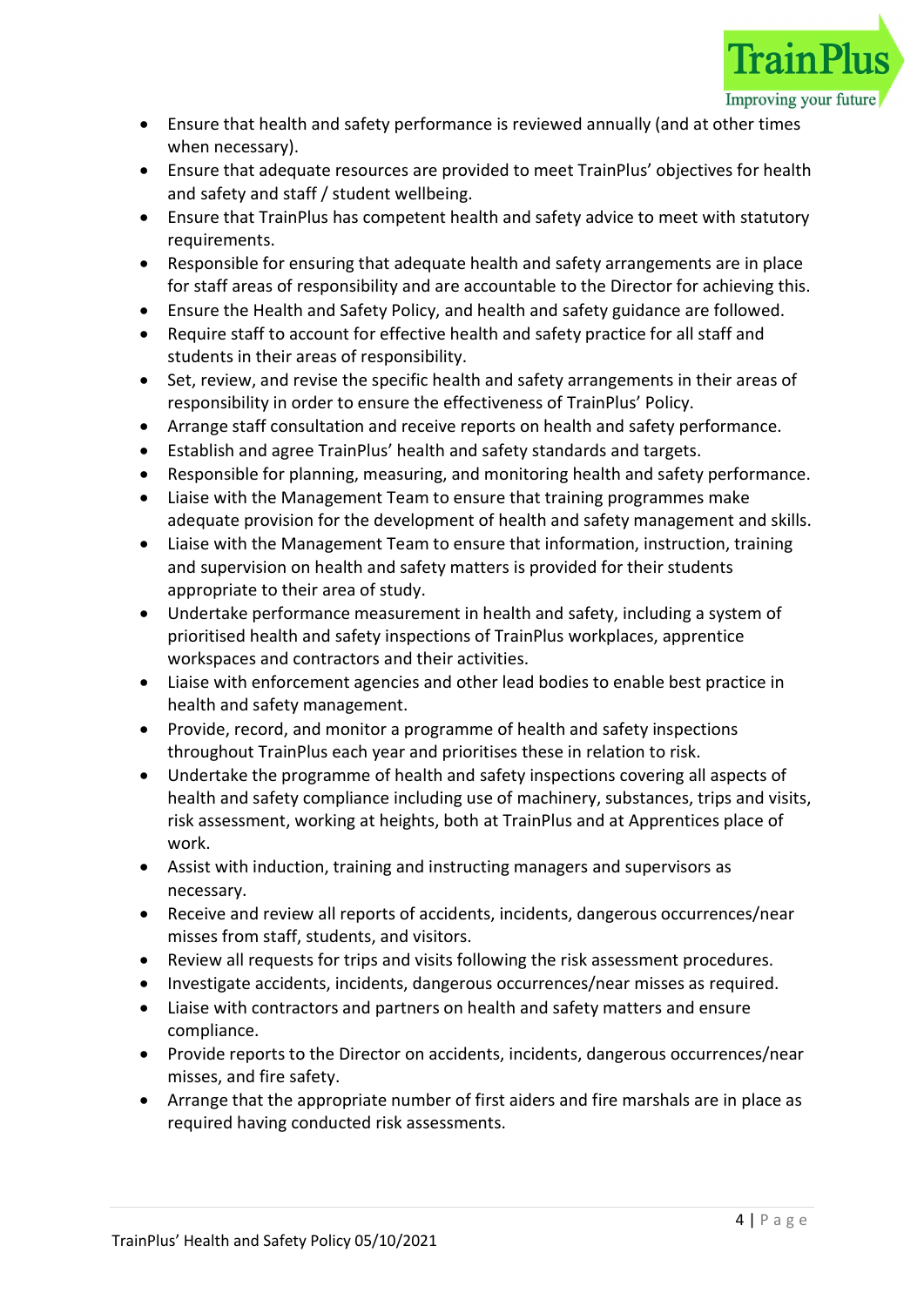- Ensure that health and safety performance is reviewed annually (and at other times when necessary).
- Ensure that adequate resources are provided to meet TrainPlus' objectives for health and safety and staff / student wellbeing.
- Ensure that TrainPlus has competent health and safety advice to meet with statutory requirements.
- Responsible for ensuring that adequate health and safety arrangements are in place for staff areas of responsibility and are accountable to the Director for achieving this.
- Ensure the Health and Safety Policy, and health and safety guidance are followed.
- Require staff to account for effective health and safety practice for all staff and students in their areas of responsibility.
- Set, review, and revise the specific health and safety arrangements in their areas of responsibility in order to ensure the effectiveness of TrainPlus' Policy.
- Arrange staff consultation and receive reports on health and safety performance.
- Establish and agree TrainPlus' health and safety standards and targets.
- Responsible for planning, measuring, and monitoring health and safety performance.
- Liaise with the Management Team to ensure that training programmes make adequate provision for the development of health and safety management and skills.
- Liaise with the Management Team to ensure that information, instruction, training and supervision on health and safety matters is provided for their students appropriate to their area of study.
- Undertake performance measurement in health and safety, including a system of prioritised health and safety inspections of TrainPlus workplaces, apprentice workspaces and contractors and their activities.
- Liaise with enforcement agencies and other lead bodies to enable best practice in health and safety management.
- Provide, record, and monitor a programme of health and safety inspections throughout TrainPlus each year and prioritises these in relation to risk.
- Undertake the programme of health and safety inspections covering all aspects of health and safety compliance including use of machinery, substances, trips and visits, risk assessment, working at heights, both at TrainPlus and at Apprentices place of work.
- Assist with induction, training and instructing managers and supervisors as necessary.
- Receive and review all reports of accidents, incidents, dangerous occurrences/near misses from staff, students, and visitors.
- Review all requests for trips and visits following the risk assessment procedures.
- Investigate accidents, incidents, dangerous occurrences/near misses as required.
- Liaise with contractors and partners on health and safety matters and ensure compliance.
- Provide reports to the Director on accidents, incidents, dangerous occurrences/near misses, and fire safety.
- Arrange that the appropriate number of first aiders and fire marshals are in place as required having conducted risk assessments.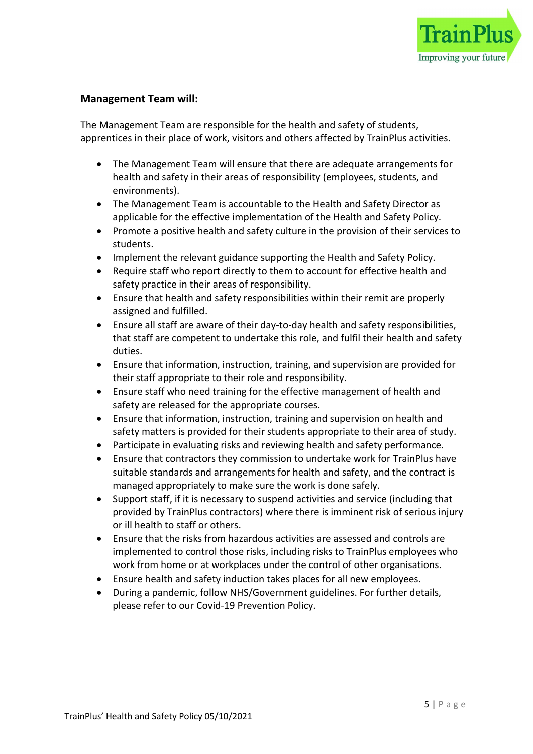**Management Team will:**

The Management Team are responsible for the health and safety of students, apprentices in their place of work, visitors and others affected by TrainPlus activities.

- The Management Team will ensure that there are adequate arrangements for health and safety in their areas of responsibility (employees, students, and environments).
- The Management Team is accountable to the Health and Safety Director as applicable for the effective implementation of the Health and Safety Policy.
- Promote a positive health and safety culture in the provision of their services to students.
- Implement the relevant guidance supporting the Health and Safety Policy.
- Require staff who report directly to them to account for effective health and safety practice in their areas of responsibility.
- Ensure that health and safety responsibilities within their remit are properly assigned and fulfilled.
- Ensure all staff are aware of their day-to-day health and safety responsibilities, that staff are competent to undertake this role, and fulfil their health and safety duties.
- Ensure that information, instruction, training, and supervision are provided for their staff appropriate to their role and responsibility.
- Ensure staff who need training for the effective management of health and safety are released for the appropriate courses.
- Ensure that information, instruction, training and supervision on health and safety matters is provided for their students appropriate to their area of study.
- Participate in evaluating risks and reviewing health and safety performance.
- Ensure that contractors they commission to undertake work for TrainPlus have suitable standards and arrangements for health and safety, and the contract is managed appropriately to make sure the work is done safely.
- Support staff, if it is necessary to suspend activities and service (including that provided by TrainPlus contractors) where there is imminent risk of serious injury or ill health to staff or others.
- Ensure that the risks from hazardous activities are assessed and controls are implemented to control those risks, including risks to TrainPlus employees who work from home or at workplaces under the control of other organisations.
- Ensure health and safety induction takes places for all new employees.
- During a pandemic, follow NHS/Government guidelines. For further details, please refer to our Covid-19 Prevention Policy.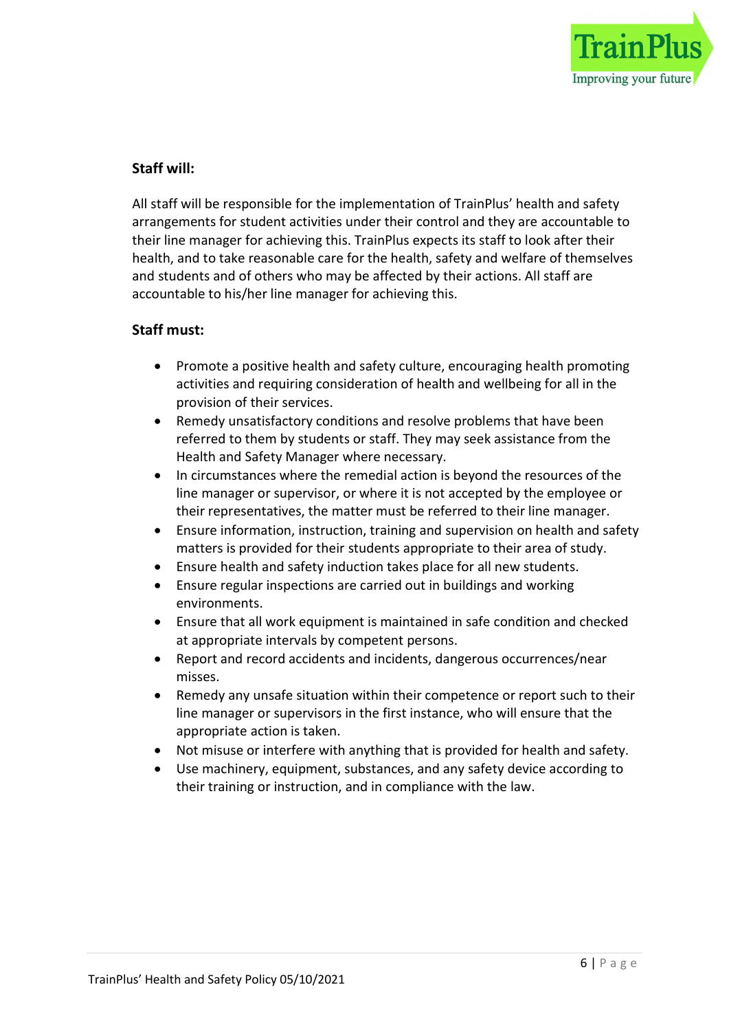**Staff will:**

All staff will be responsible for the implementation of TrainPlus' health and safety arrangements for student activities under their control and they are accountable to their line manager for achieving this. TrainPlus expects its staff to look after their health, and to take reasonable care for the health, safety and welfare of themselves and students and of others who may be affected by their actions. All staff are accountable to his/her line manager for achieving this.

**Staff must:**

- Promote a positive health and safety culture, encouraging health promoting activities and requiring consideration of health and wellbeing for all in the provision of their services.
- Remedy unsatisfactory conditions and resolve problems that have been referred to them by students or staff. They may seek assistance from the Health and Safety Manager where necessary.
- In circumstances where the remedial action is beyond the resources of the line manager or supervisor, or where it is not accepted by the employee or their representatives, the matter must be referred to their line manager.
- Ensure information, instruction, training and supervision on health and safety matters is provided for their students appropriate to their area of study.
- Ensure health and safety induction takes place for all new students.
- Ensure regular inspections are carried out in buildings and working environments.
- Ensure that all work equipment is maintained in safe condition and checked at appropriate intervals by competent persons.
- Report and record accidents and incidents, dangerous occurrences/near misses.
- Remedy any unsafe situation within their competence or report such to their line manager or supervisors in the first instance, who will ensure that the appropriate action is taken.
- Not misuse or interfere with anything that is provided for health and safety.
- Use machinery, equipment, substances, and any safety device according to their training or instruction, and in compliance with the law.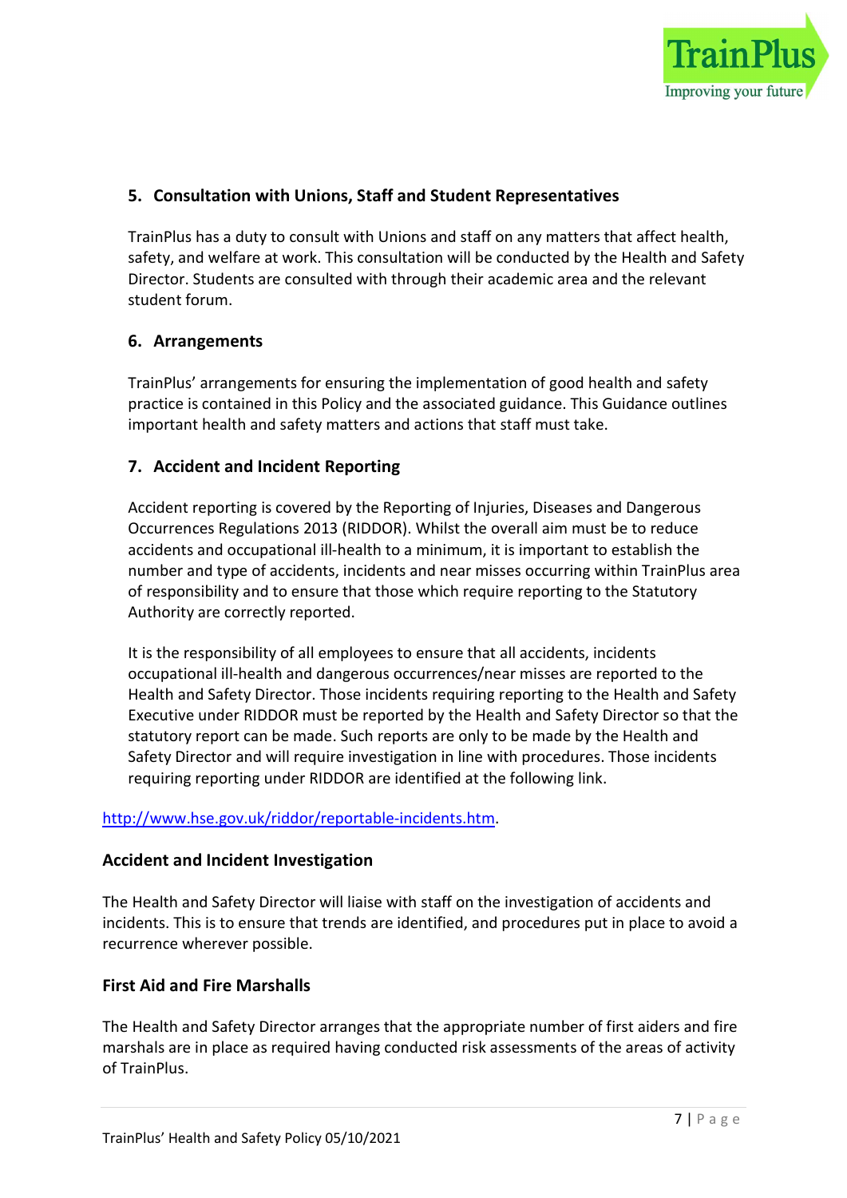## 5. Consultation with Unions, Staff and Student Representatives

TrainPlus has a duty to consult with Unions and staff on any matters that affect health, safety, and welfare at work. This consultation will be conducted by the Health and Safety Director. Students are consulted with through their academic area and the relevant student forum.

## 6. Arrangements

TrainPlus' arrangements for ensuring the implementation of good health and safety practice is contained in this Policy and the associated guidance. This Guidance outlines important health and safety matters and actions that staff must take.

## 7. Accident and Incident Reporting

Accident reporting is covered by the Reporting of Injuries, Diseases and Dangerous Occurrences Regulations 2013 (RIDDOR). Whilst the overall aim must be to reduce accidents and occupational ill-health to a minimum, it is important to establish the number and type of accidents, incidents and near misses occurring within TrainPlus area of responsibility and to ensure that those which require reporting to the Statutory Authority are correctly reported.

It is the responsibility of all employees to ensure that all accidents, incidents occupational ill-health and dangerous occurrences/near misses are reported to the Health and Safety Director. Those incidents requiring reporting to the Health and Safety Executive under RIDDOR must be reported by the Health and Safety Director so that the statutory report can be made. Such reports are only to be made by the Health and Safety Director and will require investigation in line with procedures. Those incidents requiring reporting under RIDDOR are identified at the following link.

http://www.hse.gov.uk/riddor/reportable-incidents.htm.

### Accident and Incident Investigation

The Health and Safety Director will liaise with staff on the investigation of accidents and incidents. This is to ensure that trends are identified, and procedures put in place to avoid a recurrence wherever possible.

### First Aid and Fire Marshalls

The Health and Safety Director arranges that the appropriate number of first aiders and fire marshals are in place as required having conducted risk assessments of the areas of activity of TrainPlus.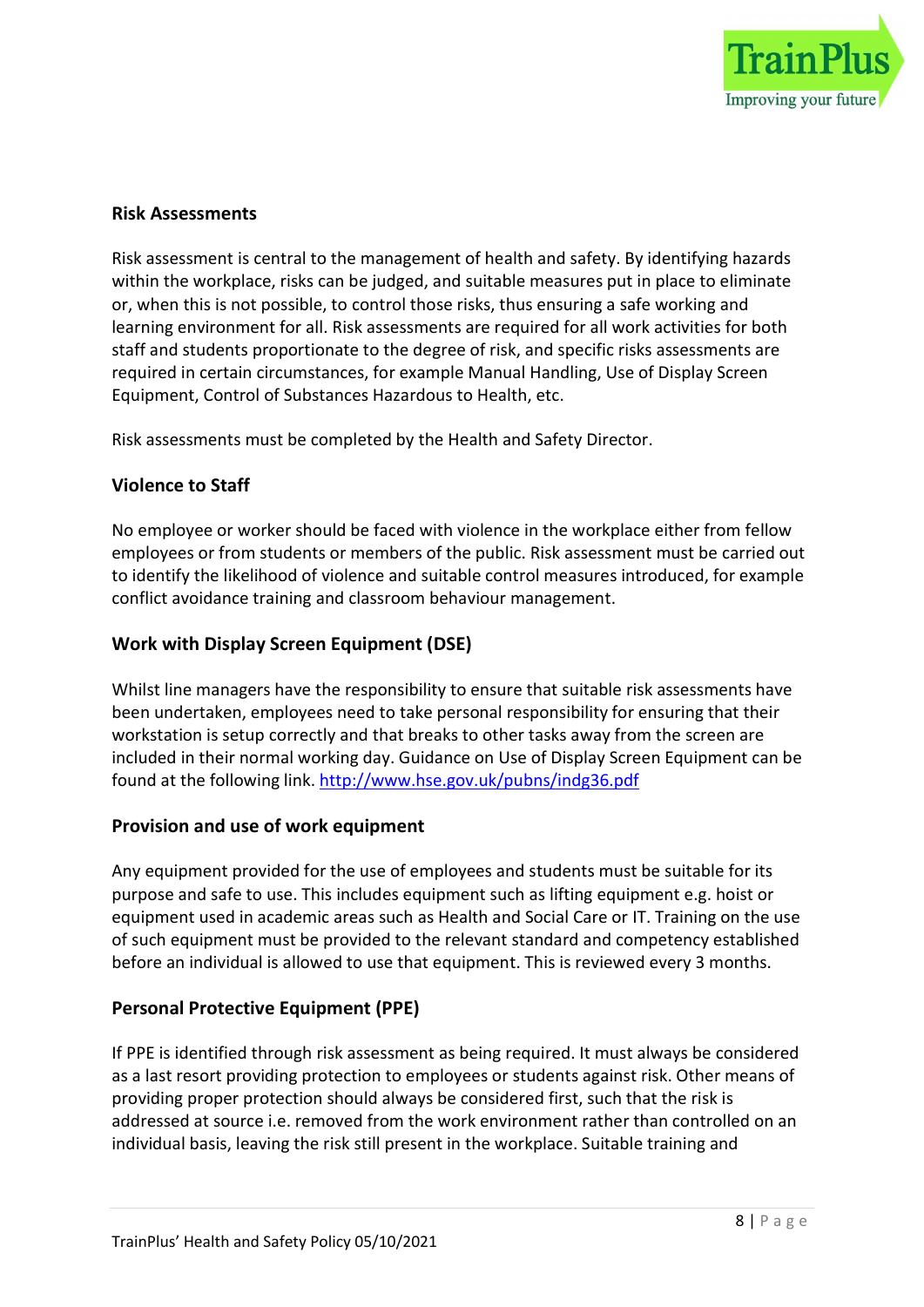## Risk Assessments

Risk assessment is central to the management of health and safety. By identifying hazards within the workplace, risks can be judged, and suitable measures put in place to eliminate or, when this is not possible, to control those risks, thus ensuring a safe working and learning environment for all. Risk assessments are required for all work activities for both staff and students proportionate to the degree of risk, and specific risks assessments are required in certain circumstances, for example Manual Handling, Use of Display Screen Equipment, Control of Substances Hazardous to Health, etc.

Risk assessments must be completed by the Health and Safety Director.

## Violence to Staff

No employee or worker should be faced with violence in the workplace either from fellow employees or from students or members of the public. Risk assessment must be carried out to identify the likelihood of violence and suitable control measures introduced, for example conflict avoidance training and classroom behaviour management.

## Work with Display Screen Equipment (DSE)

Whilst line managers have the responsibility to ensure that suitable risk assessments have been undertaken, employees need to take personal responsibility for ensuring that their workstation is setup correctly and that breaks to other tasks away from the screen are included in their normal working day. Guidance on Use of Display Screen Equipment can be found at the following link. http://www.hse.gov.uk/pubns/indg36.pdf

## Provision and use of work equipment

Any equipment provided for the use of employees and students must be suitable for its purpose and safe to use. This includes equipment such as lifting equipment e.g. hoist or equipment used in academic areas such as Health and Social Care or IT. Training on the use of such equipment must be provided to the relevant standard and competency established before an individual is allowed to use that equipment. This is reviewed every 3 months.

## Personal Protective Equipment (PPE)

If PPE is identified through risk assessment as being required. It must always be considered as a last resort providing protection to employees or students against risk. Other means of providing proper protection should always be considered first, such that the risk is addressed at source i.e. removed from the work environment rather than controlled on an individual basis, leaving the risk still present in the workplace. Suitable training and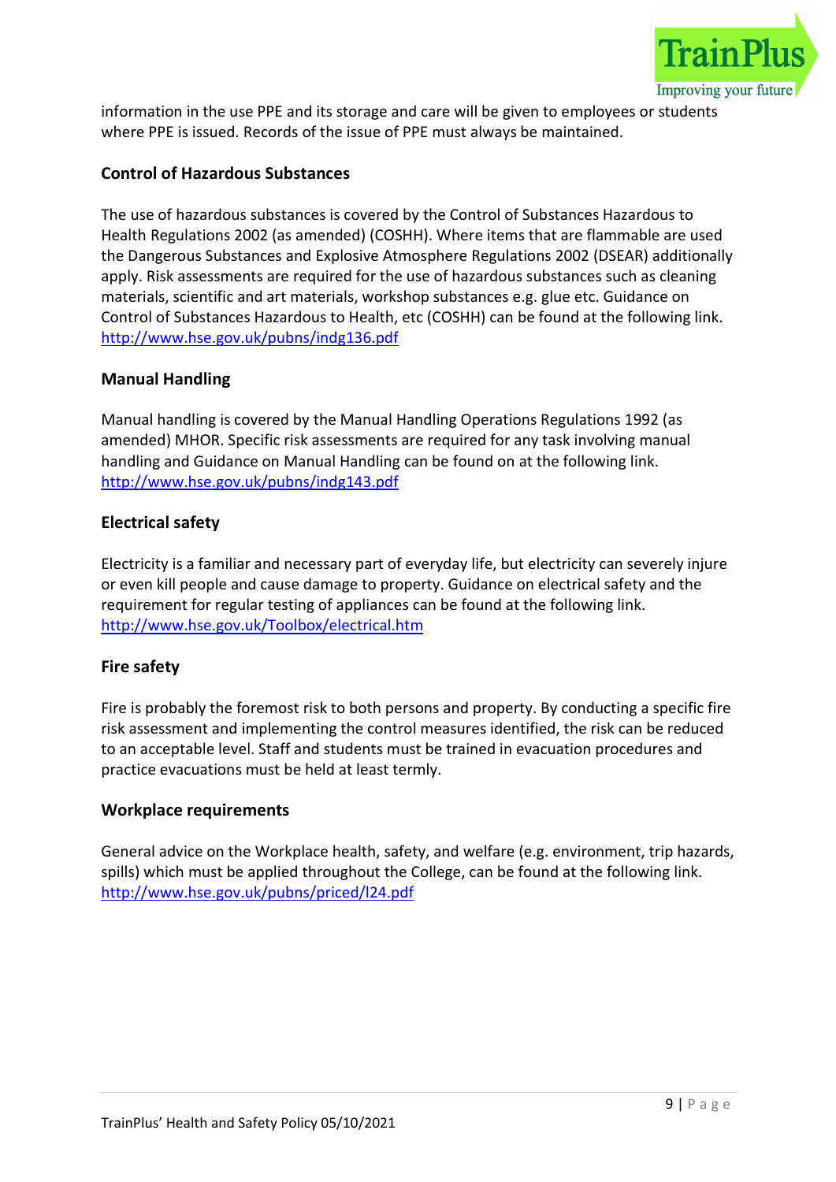information in the use PPE and its storage and care will be given to employees or students where PPE is issued. Records of the issue of PPE must always be maintained.

### Control of Hazardous Substances

The use of hazardous substances is covered by the Control of Substances Hazardous to Health Regulations 2002 (as amended) (COSHH). Where items that are flammable are used the Dangerous Substances and Explosive Atmosphere Regulations 2002 (DSEAR) additionally apply. Risk assessments are required for the use of hazardous substances such as cleaning materials, scientific and art materials, workshop substances e.g. glue etc. Guidance on Control of Substances Hazardous to Health, etc (COSHH) can be found at the following link. http://www.hse.gov.uk/pubns/indg136.pdf

### Manual Handling

Manual handling is covered by the Manual Handling Operations Regulations 1992 (as amended) MHOR. Specific risk assessments are required for any task involving manual handling and Guidance on Manual Handling can be found on at the following link. http://www.hse.gov.uk/pubns/indg143.pdf

### Electrical safety

Electricity is a familiar and necessary part of everyday life, but electricity can severely injure or even kill people and cause damage to property. Guidance on electrical safety and the requirement for regular testing of appliances can be found at the following link. http://www.hse.gov.uk/Toolbox/electrical.htm

### Fire safety

Fire is probably the foremost risk to both persons and property. By conducting a specific fire risk assessment and implementing the control measures identified, the risk can be reduced to an acceptable level. Staff and students must be trained in evacuation procedures and practice evacuations must be held at least termly.

### Workplace requirements

General advice on the Workplace health, safety, and welfare (e.g. environment, trip hazards, spills) which must be applied throughout the College, can be found at the following link. http://www.hse.gov.uk/pubns/priced/l24.pdf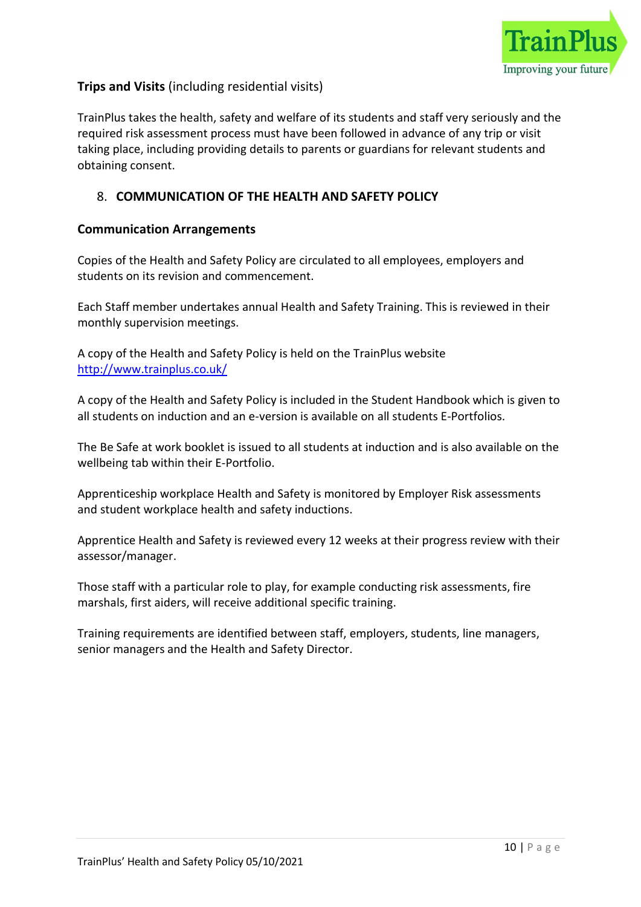**Trips and Visits** (including residential visits)

TrainPlus takes the health, safety and welfare of its students and staff very seriously and the required risk assessment process must have been followed in advance of any trip or visit taking place, including providing details to parents or guardians for relevant students and obtaining consent.

## 8. COMMUNICATION OF THE HEALTH AND SAFETY POLICY

### Communication Arrangements

Copies of the Health and Safety Policy are circulated to all employees, employers and students on its revision and commencement.

Each Staff member undertakes annual Health and Safety Training. This is reviewed in their monthly supervision meetings.

A copy of the Health and Safety Policy is held on the TrainPlus website http://www.trainplus.co.uk/

A copy of the Health and Safety Policy is included in the Student Handbook which is given to all students on induction and an e-version is available on all students E-Portfolios.

The Be Safe at work booklet is issued to all students at induction and is also available on the wellbeing tab within their E-Portfolio.

Apprenticeship workplace Health and Safety is monitored by Employer Risk assessments and student workplace health and safety inductions.

Apprentice Health and Safety is reviewed every 12 weeks at their progress review with their assessor/manager.

Those staff with a particular role to play, for example conducting risk assessments, fire marshals, first aiders, will receive additional specific training.

Training requirements are identified between staff, employers, students, line managers, senior managers and the Health and Safety Director.